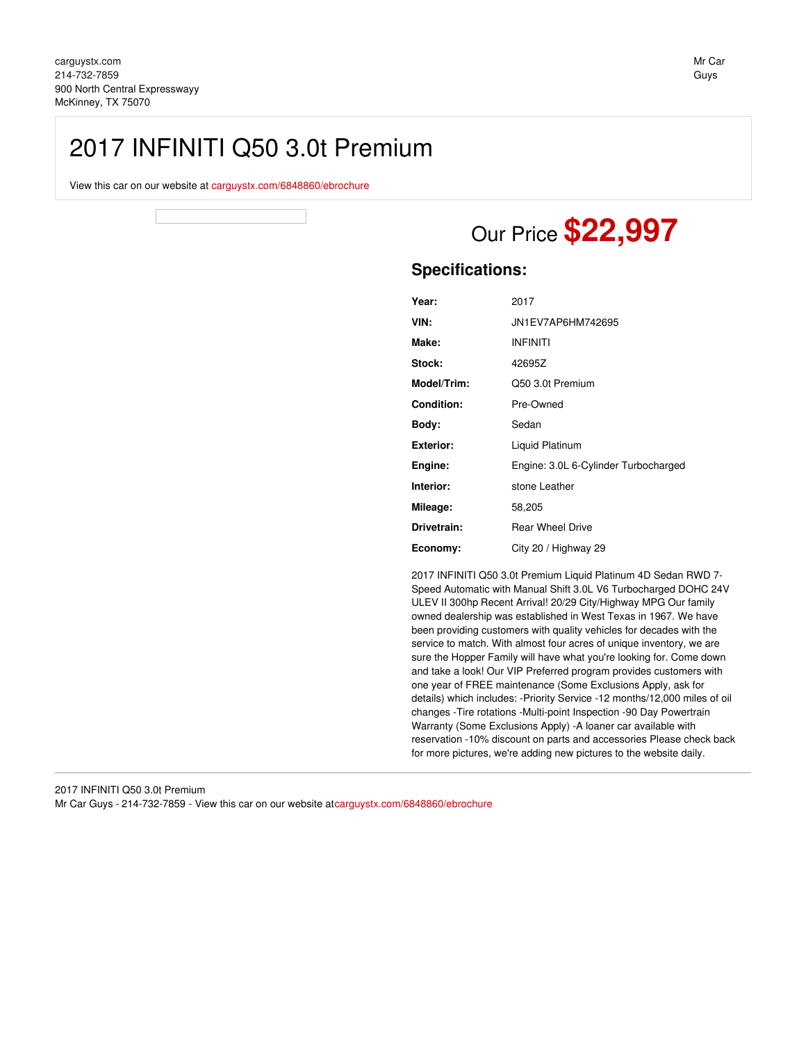carguystx.com
214-732-7859
900 North Central Expresswayy
McKinney, TX 75070

Mr Car Guys

# 2017 INFINITI Q50 3.0t Premium

View this car on our website at carguystx.com/6848860/ebrochure

Our Price **$22,997**

## Specifications:

| | |
|---|---|
| **Year:** | 2017 |
| **VIN:** | JN1EV7AP6HM742695 |
| **Make:** | INFINITI |
| **Stock:** | 42695Z |
| **Model/Trim:** | Q50 3.0t Premium |
| **Condition:** | Pre-Owned |
| **Body:** | Sedan |
| **Exterior:** | Liquid Platinum |
| **Engine:** | Engine: 3.0L 6-Cylinder Turbocharged |
| **Interior:** | stone Leather |
| **Mileage:** | 58,205 |
| **Drivetrain:** | Rear Wheel Drive |
| **Economy:** | City 20 / Highway 29 |

2017 INFINITI Q50 3.0t Premium Liquid Platinum 4D Sedan RWD 7-Speed Automatic with Manual Shift 3.0L V6 Turbocharged DOHC 24V ULEV II 300hp Recent Arrival! 20/29 City/Highway MPG Our family owned dealership was established in West Texas in 1967. We have been providing customers with quality vehicles for decades with the service to match. With almost four acres of unique inventory, we are sure the Hopper Family will have what you're looking for. Come down and take a look! Our VIP Preferred program provides customers with one year of FREE maintenance (Some Exclusions Apply, ask for details) which includes: -Priority Service -12 months/12,000 miles of oil changes -Tire rotations -Multi-point Inspection -90 Day Powertrain Warranty (Some Exclusions Apply) -A loaner car available with reservation -10% discount on parts and accessories Please check back for more pictures, we're adding new pictures to the website daily.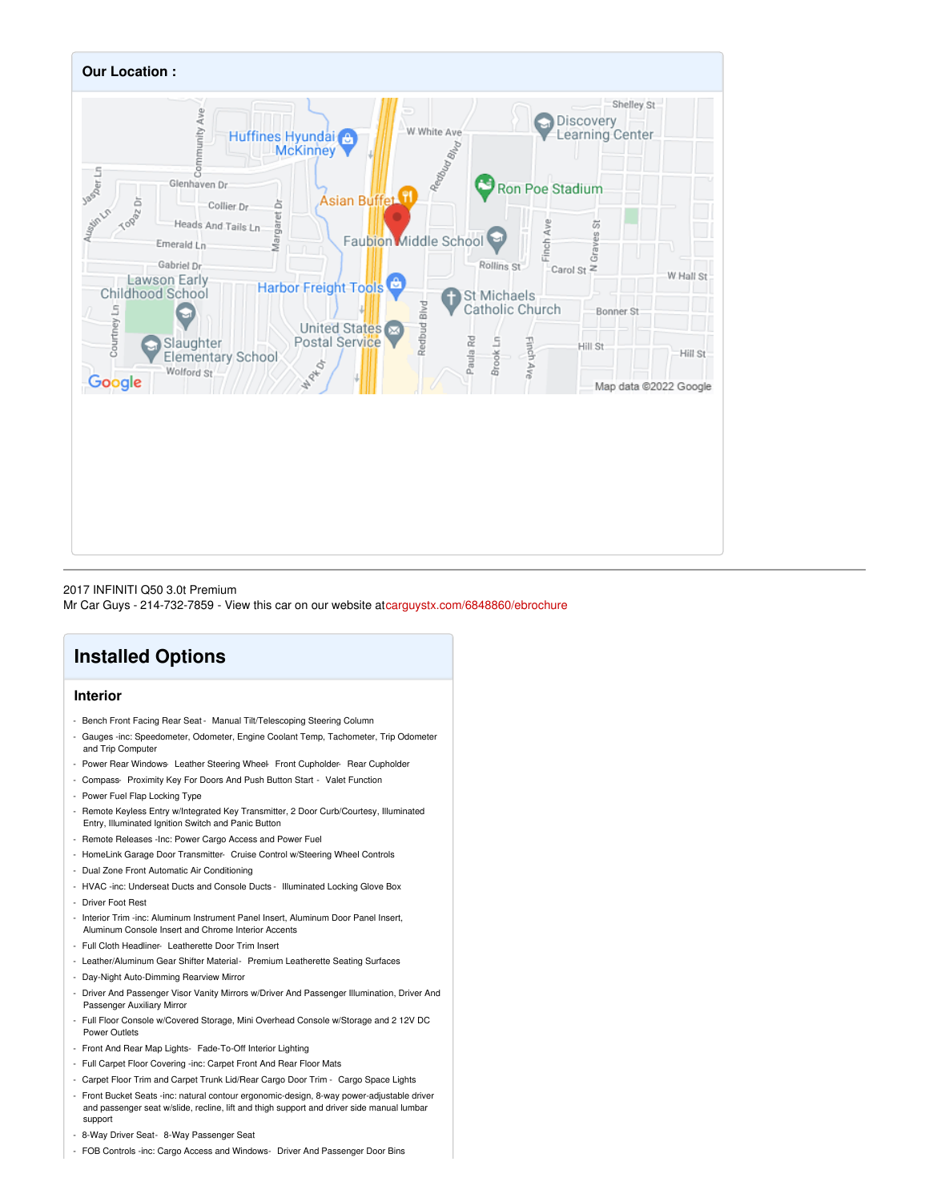## Our Location :

2017 INFINITI Q50 3.0t Premium
Mr Car Guys - 214-732-7859 - View this car on our website atcarguystx.com/6848860/ebrochure

# Installed Options

## Interior

- Bench Front Facing Rear Seat - Manual Tilt/Telescoping Steering Column
- Gauges -inc: Speedometer, Odometer, Engine Coolant Temp, Tachometer, Trip Odometer and Trip Computer
- Power Rear Windows- Leather Steering Wheel- Front Cupholder- Rear Cupholder
- Compass- Proximity Key For Doors And Push Button Start - Valet Function
- Power Fuel Flap Locking Type
- Remote Keyless Entry w/Integrated Key Transmitter, 2 Door Curb/Courtesy, Illuminated Entry, Illuminated Ignition Switch and Panic Button
- Remote Releases -Inc: Power Cargo Access and Power Fuel
- HomeLink Garage Door Transmitter- Cruise Control w/Steering Wheel Controls
- Dual Zone Front Automatic Air Conditioning
- HVAC -inc: Underseat Ducts and Console Ducts - Illuminated Locking Glove Box
- Driver Foot Rest
- Interior Trim -inc: Aluminum Instrument Panel Insert, Aluminum Door Panel Insert, Aluminum Console Insert and Chrome Interior Accents
- Full Cloth Headliner- Leatherette Door Trim Insert
- Leather/Aluminum Gear Shifter Material- Premium Leatherette Seating Surfaces
- Day-Night Auto-Dimming Rearview Mirror
- Driver And Passenger Visor Vanity Mirrors w/Driver And Passenger Illumination, Driver And Passenger Auxiliary Mirror
- Full Floor Console w/Covered Storage, Mini Overhead Console w/Storage and 2 12V DC Power Outlets
- Front And Rear Map Lights- Fade-To-Off Interior Lighting
- Full Carpet Floor Covering -inc: Carpet Front And Rear Floor Mats
- Carpet Floor Trim and Carpet Trunk Lid/Rear Cargo Door Trim - Cargo Space Lights
- Front Bucket Seats -inc: natural contour ergonomic-design, 8-way power-adjustable driver and passenger seat w/slide, recline, lift and thigh support and driver side manual lumbar support
- 8-Way Driver Seat- 8-Way Passenger Seat
- FOB Controls -inc: Cargo Access and Windows- Driver And Passenger Door Bins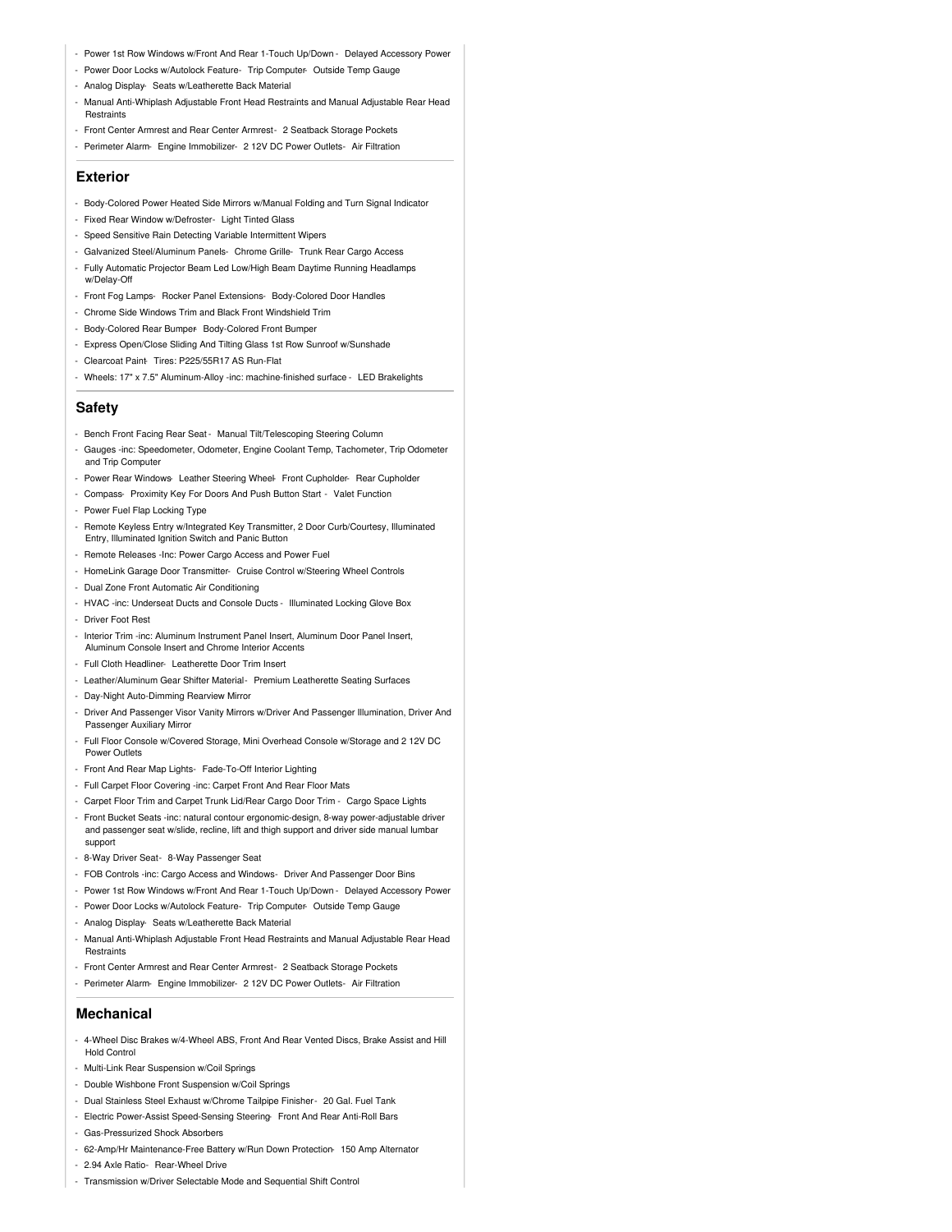- Power 1st Row Windows w/Front And Rear 1-Touch Up/Down - Delayed Accessory Power
- Power Door Locks w/Autolock Feature- Trip Computer- Outside Temp Gauge
- Analog Display- Seats w/Leatherette Back Material
- Manual Anti-Whiplash Adjustable Front Head Restraints and Manual Adjustable Rear Head Restraints
- Front Center Armrest and Rear Center Armrest- 2 Seatback Storage Pockets
- Perimeter Alarm- Engine Immobilizer- 2 12V DC Power Outlets- Air Filtration

## Exterior

- Body-Colored Power Heated Side Mirrors w/Manual Folding and Turn Signal Indicator
- Fixed Rear Window w/Defroster- Light Tinted Glass
- Speed Sensitive Rain Detecting Variable Intermittent Wipers
- Galvanized Steel/Aluminum Panels- Chrome Grille- Trunk Rear Cargo Access
- Fully Automatic Projector Beam Led Low/High Beam Daytime Running Headlamps w/Delay-Off
- Front Fog Lamps- Rocker Panel Extensions- Body-Colored Door Handles
- Chrome Side Windows Trim and Black Front Windshield Trim
- Body-Colored Rear Bumper- Body-Colored Front Bumper
- Express Open/Close Sliding And Tilting Glass 1st Row Sunroof w/Sunshade
- Clearcoat Paint- Tires: P225/55R17 AS Run-Flat
- Wheels: 17" x 7.5" Aluminum-Alloy -inc: machine-finished surface - LED Brakelights

## Safety

- Bench Front Facing Rear Seat - Manual Tilt/Telescoping Steering Column
- Gauges -inc: Speedometer, Odometer, Engine Coolant Temp, Tachometer, Trip Odometer and Trip Computer
- Power Rear Windows- Leather Steering Wheel- Front Cupholder- Rear Cupholder
- Compass- Proximity Key For Doors And Push Button Start - Valet Function
- Power Fuel Flap Locking Type
- Remote Keyless Entry w/Integrated Key Transmitter, 2 Door Curb/Courtesy, Illuminated Entry, Illuminated Ignition Switch and Panic Button
- Remote Releases -Inc: Power Cargo Access and Power Fuel
- HomeLink Garage Door Transmitter- Cruise Control w/Steering Wheel Controls
- Dual Zone Front Automatic Air Conditioning
- HVAC -inc: Underseat Ducts and Console Ducts - Illuminated Locking Glove Box
- Driver Foot Rest
- Interior Trim -inc: Aluminum Instrument Panel Insert, Aluminum Door Panel Insert, Aluminum Console Insert and Chrome Interior Accents
- Full Cloth Headliner- Leatherette Door Trim Insert
- Leather/Aluminum Gear Shifter Material- Premium Leatherette Seating Surfaces
- Day-Night Auto-Dimming Rearview Mirror
- Driver And Passenger Visor Vanity Mirrors w/Driver And Passenger Illumination, Driver And Passenger Auxiliary Mirror
- Full Floor Console w/Covered Storage, Mini Overhead Console w/Storage and 2 12V DC Power Outlets
- Front And Rear Map Lights- Fade-To-Off Interior Lighting
- Full Carpet Floor Covering -inc: Carpet Front And Rear Floor Mats
- Carpet Floor Trim and Carpet Trunk Lid/Rear Cargo Door Trim - Cargo Space Lights
- Front Bucket Seats -inc: natural contour ergonomic-design, 8-way power-adjustable driver and passenger seat w/slide, recline, lift and thigh support and driver side manual lumbar support
- 8-Way Driver Seat- 8-Way Passenger Seat
- FOB Controls -inc: Cargo Access and Windows- Driver And Passenger Door Bins
- Power 1st Row Windows w/Front And Rear 1-Touch Up/Down - Delayed Accessory Power
- Power Door Locks w/Autolock Feature- Trip Computer- Outside Temp Gauge
- Analog Display- Seats w/Leatherette Back Material
- Manual Anti-Whiplash Adjustable Front Head Restraints and Manual Adjustable Rear Head Restraints
- Front Center Armrest and Rear Center Armrest- 2 Seatback Storage Pockets
- Perimeter Alarm- Engine Immobilizer- 2 12V DC Power Outlets- Air Filtration

## Mechanical

- 4-Wheel Disc Brakes w/4-Wheel ABS, Front And Rear Vented Discs, Brake Assist and Hill Hold Control
- Multi-Link Rear Suspension w/Coil Springs
- Double Wishbone Front Suspension w/Coil Springs
- Dual Stainless Steel Exhaust w/Chrome Tailpipe Finisher- 20 Gal. Fuel Tank
- Electric Power-Assist Speed-Sensing Steering- Front And Rear Anti-Roll Bars
- Gas-Pressurized Shock Absorbers
- 62-Amp/Hr Maintenance-Free Battery w/Run Down Protection- 150 Amp Alternator
- 2.94 Axle Ratio- Rear-Wheel Drive
- Transmission w/Driver Selectable Mode and Sequential Shift Control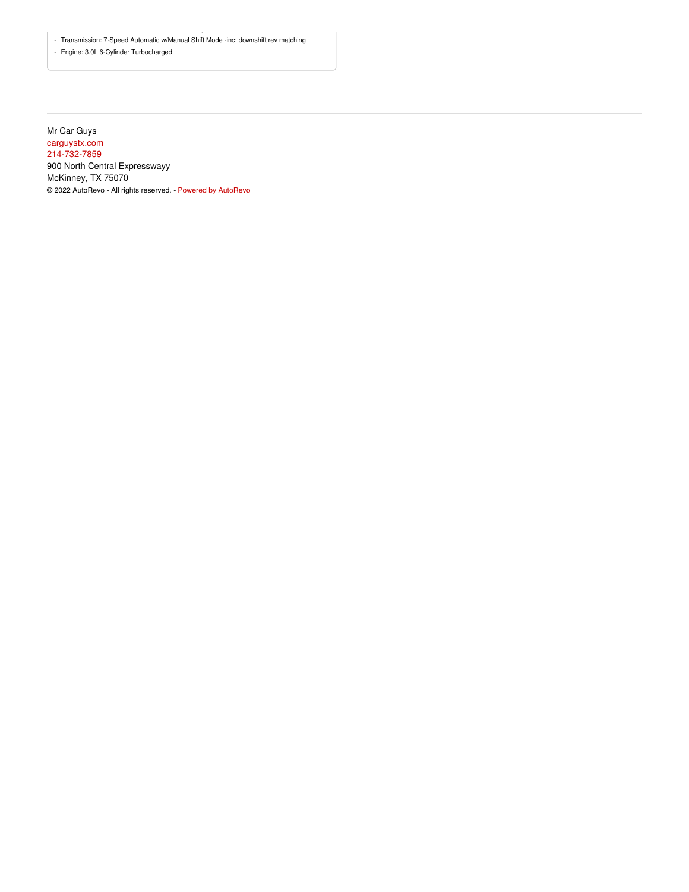- Transmission: 7-Speed Automatic w/Manual Shift Mode -inc: downshift rev matching
- Engine: 3.0L 6-Cylinder Turbocharged

---

Mr Car Guys
carguystx.com
214-732-7859
900 North Central Expresswayy
McKinney, TX 75070
© 2022 AutoRevo - All rights reserved. - Powered by AutoRevo